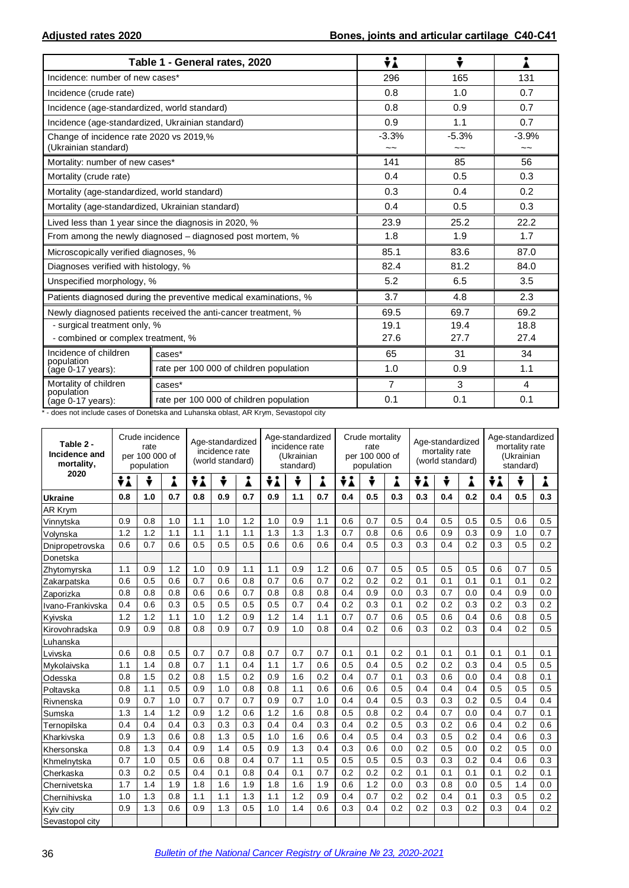**Adjusted rates 2020** | **Bones, joints and articular cartilage C40-C41**

| Table 1 - General rates, 2020 | | Both sexes | Male | Female |
|---|---|---|---|---|
| Incidence: number of new cases* | | 296 | 165 | 131 |
| Incidence (crude rate) | | 0.8 | 1.0 | 0.7 |
| Incidence (age-standardized, world standard) | | 0.8 | 0.9 | 0.7 |
| Incidence (age-standardized, Ukrainian standard) | | 0.9 | 1.1 | 0.7 |
| Change of incidence rate 2020 vs 2019,% (Ukrainian standard) | | -3.3% ~~ | -5.3% ~~ | -3.9% ~~ |
| Mortality: number of new cases* | | 141 | 85 | 56 |
| Mortality (crude rate) | | 0.4 | 0.5 | 0.3 |
| Mortality (age-standardized, world standard) | | 0.3 | 0.4 | 0.2 |
| Mortality (age-standardized, Ukrainian standard) | | 0.4 | 0.5 | 0.3 |
| Lived less than 1 year since the diagnosis in 2020, % | | 23.9 | 25.2 | 22.2 |
| From among the newly diagnosed – diagnosed post mortem, % | | 1.8 | 1.9 | 1.7 |
| Microscopically verified diagnoses, % | | 85.1 | 83.6 | 87.0 |
| Diagnoses verified with histology, % | | 82.4 | 81.2 | 84.0 |
| Unspecified morphology, % | | 5.2 | 6.5 | 3.5 |
| Patients diagnosed during the preventive medical examinations, % | | 3.7 | 4.8 | 2.3 |
| Newly diagnosed patients received the anti-cancer treatment, % | | 69.5 | 69.7 | 69.2 |
| - surgical treatment only, % | | 19.1 | 19.4 | 18.8 |
| - combined or complex treatment, % | | 27.6 | 27.7 | 27.4 |
| Incidence of children population (age 0-17 years): | cases* | 65 | 31 | 34 |
| | rate per 100 000 of children population | 1.0 | 0.9 | 1.1 |
| Mortality of children population (age 0-17 years): | cases* | 7 | 3 | 4 |
| | rate per 100 000 of children population | 0.1 | 0.1 | 0.1 |

\* - does not include cases of Donetska and Luhanska oblast, AR Krym, Sevastopol city

| Table 2 - Incidence and mortality, 2020 | Crude incidence rate per 100 000 of population | | | Age-standardized incidence rate (world standard) | | | Age-standardized incidence rate (Ukrainian standard) | | | Crude mortality rate per 100 000 of population | | | Age-standardized mortality rate (world standard) | | | Age-standardized mortality rate (Ukrainian standard) | | |
|---|---|---|---|---|---|---|---|---|---|---|---|---|---|---|---|---|---|---|
| | Both | Male | Female | Both | Male | Female | Both | Male | Female | Both | Male | Female | Both | Male | Female | Both | Male | Female |
| **Ukraine** | **0.8** | **1.0** | **0.7** | **0.8** | **0.9** | **0.7** | **0.9** | **1.1** | **0.7** | **0.4** | **0.5** | **0.3** | **0.3** | **0.4** | **0.2** | **0.4** | **0.5** | **0.3** |
| AR Krym | | | | | | | | | | | | | | | | | | |
| Vinnytska | 0.9 | 0.8 | 1.0 | 1.1 | 1.0 | 1.2 | 1.0 | 0.9 | 1.1 | 0.6 | 0.7 | 0.5 | 0.4 | 0.5 | 0.5 | 0.5 | 0.6 | 0.5 |
| Volynska | 1.2 | 1.2 | 1.1 | 1.1 | 1.1 | 1.1 | 1.3 | 1.3 | 1.3 | 0.7 | 0.8 | 0.6 | 0.6 | 0.9 | 0.3 | 0.9 | 1.0 | 0.7 |
| Dnipropetrovska | 0.6 | 0.7 | 0.6 | 0.5 | 0.5 | 0.5 | 0.6 | 0.6 | 0.6 | 0.4 | 0.5 | 0.3 | 0.3 | 0.4 | 0.2 | 0.3 | 0.5 | 0.2 |
| Donetska | | | | | | | | | | | | | | | | | | |
| Zhytomyrska | 1.1 | 0.9 | 1.2 | 1.0 | 0.9 | 1.1 | 1.1 | 0.9 | 1.2 | 0.6 | 0.7 | 0.5 | 0.5 | 0.5 | 0.5 | 0.6 | 0.7 | 0.5 |
| Zakarpatska | 0.6 | 0.5 | 0.6 | 0.7 | 0.6 | 0.8 | 0.7 | 0.6 | 0.7 | 0.2 | 0.2 | 0.2 | 0.1 | 0.1 | 0.1 | 0.1 | 0.1 | 0.2 |
| Zaporizka | 0.8 | 0.8 | 0.8 | 0.6 | 0.6 | 0.7 | 0.8 | 0.8 | 0.8 | 0.4 | 0.9 | 0.0 | 0.3 | 0.7 | 0.0 | 0.4 | 0.9 | 0.0 |
| Ivano-Frankivska | 0.4 | 0.6 | 0.3 | 0.5 | 0.5 | 0.5 | 0.5 | 0.7 | 0.4 | 0.2 | 0.3 | 0.1 | 0.2 | 0.2 | 0.3 | 0.2 | 0.3 | 0.2 |
| Kyivska | 1.2 | 1.2 | 1.1 | 1.0 | 1.2 | 0.9 | 1.2 | 1.4 | 1.1 | 0.7 | 0.7 | 0.6 | 0.5 | 0.6 | 0.4 | 0.6 | 0.8 | 0.5 |
| Kirovohradska | 0.9 | 0.9 | 0.8 | 0.8 | 0.9 | 0.7 | 0.9 | 1.0 | 0.8 | 0.4 | 0.2 | 0.6 | 0.3 | 0.2 | 0.3 | 0.4 | 0.2 | 0.5 |
| Luhanska | | | | | | | | | | | | | | | | | | |
| Lvivska | 0.6 | 0.8 | 0.5 | 0.7 | 0.7 | 0.8 | 0.7 | 0.7 | 0.7 | 0.1 | 0.1 | 0.2 | 0.1 | 0.1 | 0.1 | 0.1 | 0.1 | 0.1 |
| Mykolaivska | 1.1 | 1.4 | 0.8 | 0.7 | 1.1 | 0.4 | 1.1 | 1.7 | 0.6 | 0.5 | 0.4 | 0.5 | 0.2 | 0.2 | 0.3 | 0.4 | 0.5 | 0.5 |
| Odesska | 0.8 | 1.5 | 0.2 | 0.8 | 1.5 | 0.2 | 0.9 | 1.6 | 0.2 | 0.4 | 0.7 | 0.1 | 0.3 | 0.6 | 0.0 | 0.4 | 0.8 | 0.1 |
| Poltavska | 0.8 | 1.1 | 0.5 | 0.9 | 1.0 | 0.8 | 0.8 | 1.1 | 0.6 | 0.6 | 0.6 | 0.5 | 0.4 | 0.4 | 0.4 | 0.5 | 0.5 | 0.5 |
| Rivnenska | 0.9 | 0.7 | 1.0 | 0.7 | 0.7 | 0.7 | 0.9 | 0.7 | 1.0 | 0.4 | 0.4 | 0.5 | 0.3 | 0.3 | 0.2 | 0.5 | 0.4 | 0.4 |
| Sumska | 1.3 | 1.4 | 1.2 | 0.9 | 1.2 | 0.6 | 1.2 | 1.6 | 0.8 | 0.5 | 0.8 | 0.2 | 0.4 | 0.7 | 0.0 | 0.4 | 0.7 | 0.1 |
| Ternopilska | 0.4 | 0.4 | 0.4 | 0.3 | 0.3 | 0.3 | 0.4 | 0.4 | 0.3 | 0.4 | 0.2 | 0.5 | 0.3 | 0.2 | 0.6 | 0.4 | 0.2 | 0.6 |
| Kharkivska | 0.9 | 1.3 | 0.6 | 0.8 | 1.3 | 0.5 | 1.0 | 1.6 | 0.6 | 0.4 | 0.5 | 0.4 | 0.3 | 0.5 | 0.2 | 0.4 | 0.6 | 0.3 |
| Khersonska | 0.8 | 1.3 | 0.4 | 0.9 | 1.4 | 0.5 | 0.9 | 1.3 | 0.4 | 0.3 | 0.6 | 0.0 | 0.2 | 0.5 | 0.0 | 0.2 | 0.5 | 0.0 |
| Khmelnytska | 0.7 | 1.0 | 0.5 | 0.6 | 0.8 | 0.4 | 0.7 | 1.1 | 0.5 | 0.5 | 0.5 | 0.5 | 0.3 | 0.3 | 0.2 | 0.4 | 0.6 | 0.3 |
| Cherkaska | 0.3 | 0.2 | 0.5 | 0.4 | 0.1 | 0.8 | 0.4 | 0.1 | 0.7 | 0.2 | 0.2 | 0.2 | 0.1 | 0.1 | 0.1 | 0.1 | 0.2 | 0.1 |
| Chernivetska | 1.7 | 1.4 | 1.9 | 1.8 | 1.6 | 1.9 | 1.8 | 1.6 | 1.9 | 0.6 | 1.2 | 0.0 | 0.3 | 0.8 | 0.0 | 0.5 | 1.4 | 0.0 |
| Chernihivska | 1.0 | 1.3 | 0.8 | 1.1 | 1.1 | 1.3 | 1.1 | 1.2 | 0.9 | 0.4 | 0.7 | 0.2 | 0.2 | 0.4 | 0.1 | 0.3 | 0.5 | 0.2 |
| Kyiv city | 0.9 | 1.3 | 0.6 | 0.9 | 1.3 | 0.5 | 1.0 | 1.4 | 0.6 | 0.3 | 0.4 | 0.2 | 0.2 | 0.3 | 0.2 | 0.3 | 0.4 | 0.2 |
| Sevastopol city | | | | | | | | | | | | | | | | | | |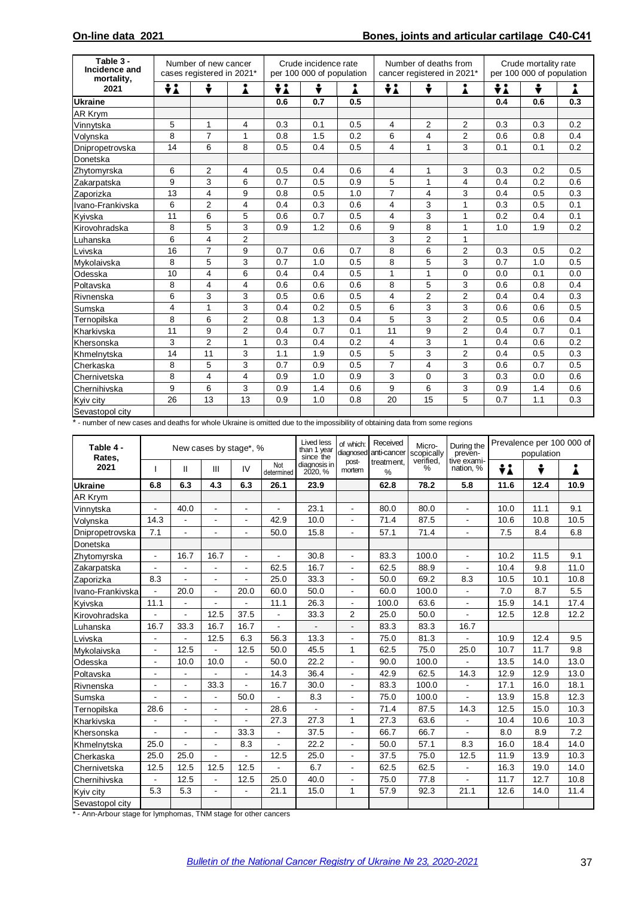**On-line data 2021** **Bones, joints and articular cartilage C40-C41**

| Table 3 - Incidence and mortality, 2021 | Number of new cancer cases registered in 2021* | | | Crude incidence rate per 100 000 of population | | | Number of deaths from cancer registered in 2021* | | | Crude mortality rate per 100 000 of population | | |
|---|---|---|---|---|---|---|---|---|---|---|---|---|
| | Both | Male | Female | Both | Male | Female | Both | Male | Female | Both | Male | Female |
| **Ukraine** | | | | 0.6 | 0.7 | 0.5 | | | | 0.4 | 0.6 | 0.3 |
| AR Krym | | | | | | | | | | | | |
| Vinnytska | 5 | 1 | 4 | 0.3 | 0.1 | 0.5 | 4 | 2 | 2 | 0.3 | 0.3 | 0.2 |
| Volynska | 8 | 7 | 1 | 0.8 | 1.5 | 0.2 | 6 | 4 | 2 | 0.6 | 0.8 | 0.4 |
| Dnipropetrovska | 14 | 6 | 8 | 0.5 | 0.4 | 0.5 | 4 | 1 | 3 | 0.1 | 0.1 | 0.2 |
| Donetska | | | | | | | | | | | | |
| Zhytomyrska | 6 | 2 | 4 | 0.5 | 0.4 | 0.6 | 4 | 1 | 3 | 0.3 | 0.2 | 0.5 |
| Zakarpatska | 9 | 3 | 6 | 0.7 | 0.5 | 0.9 | 5 | 1 | 4 | 0.4 | 0.2 | 0.6 |
| Zaporizka | 13 | 4 | 9 | 0.8 | 0.5 | 1.0 | 7 | 4 | 3 | 0.4 | 0.5 | 0.3 |
| Ivano-Frankivska | 6 | 2 | 4 | 0.4 | 0.3 | 0.6 | 4 | 3 | 1 | 0.3 | 0.5 | 0.1 |
| Kyivska | 11 | 6 | 5 | 0.6 | 0.7 | 0.5 | 4 | 3 | 1 | 0.2 | 0.4 | 0.1 |
| Kirovohradska | 8 | 5 | 3 | 0.9 | 1.2 | 0.6 | 9 | 8 | 1 | 1.0 | 1.9 | 0.2 |
| Luhanska | 6 | 4 | 2 | | | | 3 | 2 | 1 | | | |
| Lvivska | 16 | 7 | 9 | 0.7 | 0.6 | 0.7 | 8 | 6 | 2 | 0.3 | 0.5 | 0.2 |
| Mykolaivska | 8 | 5 | 3 | 0.7 | 1.0 | 0.5 | 8 | 5 | 3 | 0.7 | 1.0 | 0.5 |
| Odesska | 10 | 4 | 6 | 0.4 | 0.4 | 0.5 | 1 | 1 | 0 | 0.0 | 0.1 | 0.0 |
| Poltavska | 8 | 4 | 4 | 0.6 | 0.6 | 0.6 | 8 | 5 | 3 | 0.6 | 0.8 | 0.4 |
| Rivnenska | 6 | 3 | 3 | 0.5 | 0.6 | 0.5 | 4 | 2 | 2 | 0.4 | 0.4 | 0.3 |
| Sumska | 4 | 1 | 3 | 0.4 | 0.2 | 0.5 | 6 | 3 | 3 | 0.6 | 0.6 | 0.5 |
| Ternopilska | 8 | 6 | 2 | 0.8 | 1.3 | 0.4 | 5 | 3 | 2 | 0.5 | 0.6 | 0.4 |
| Kharkivska | 11 | 9 | 2 | 0.4 | 0.7 | 0.1 | 11 | 9 | 2 | 0.4 | 0.7 | 0.1 |
| Khersonska | 3 | 2 | 1 | 0.3 | 0.4 | 0.2 | 4 | 3 | 1 | 0.4 | 0.6 | 0.2 |
| Khmelnytska | 14 | 11 | 3 | 1.1 | 1.9 | 0.5 | 5 | 3 | 2 | 0.4 | 0.5 | 0.3 |
| Cherkaska | 8 | 5 | 3 | 0.7 | 0.9 | 0.5 | 7 | 4 | 3 | 0.6 | 0.7 | 0.5 |
| Chernivetska | 8 | 4 | 4 | 0.9 | 1.0 | 0.9 | 3 | 0 | 3 | 0.3 | 0.0 | 0.6 |
| Chernihivska | 9 | 6 | 3 | 0.9 | 1.4 | 0.6 | 9 | 6 | 3 | 0.9 | 1.4 | 0.6 |
| Kyiv city | 26 | 13 | 13 | 0.9 | 1.0 | 0.8 | 20 | 15 | 5 | 0.7 | 1.1 | 0.3 |
| Sevastopol city | | | | | | | | | | | | |

* - number of new cases and deaths for whole Ukraine is omitted due to the impossibility of obtaining data from some regions

| Table 4 - Rates, 2021 | New cases by stage*, % | | | | | Lived less than 1 year since the diagnosis in 2020, % | of which: diagnosed post-mortem | Received anti-cancer treatment, % | Micro-scopically verified, % | During the preventive examination, % | Prevalence per 100 000 of population | | |
|---|---|---|---|---|---|---|---|---|---|---|---|---|---|
| | I | II | III | IV | Not determined | | | | | | Both | Male | Female |
| **Ukraine** | **6.8** | **6.3** | **4.3** | **6.3** | **26.1** | **23.9** | | **62.8** | **78.2** | **5.8** | **11.6** | **12.4** | **10.9** |
| AR Krym | | | | | | | | | | | | | |
| Vinnytska | - | 40.0 | - | - | - | 23.1 | - | 80.0 | 80.0 | - | 10.0 | 11.1 | 9.1 |
| Volynska | 14.3 | - | - | - | 42.9 | 10.0 | - | 71.4 | 87.5 | - | 10.6 | 10.8 | 10.5 |
| Dnipropetrovska | 7.1 | - | - | - | 50.0 | 15.8 | - | 57.1 | 71.4 | - | 7.5 | 8.4 | 6.8 |
| Donetska | | | | | | | | | | | | | |
| Zhytomyrska | - | 16.7 | 16.7 | - | - | 30.8 | - | 83.3 | 100.0 | - | 10.2 | 11.5 | 9.1 |
| Zakarpatska | - | - | - | - | 62.5 | 16.7 | - | 62.5 | 88.9 | - | 10.4 | 9.8 | 11.0 |
| Zaporizka | 8.3 | - | - | - | 25.0 | 33.3 | - | 50.0 | 69.2 | 8.3 | 10.5 | 10.1 | 10.8 |
| Ivano-Frankivska | - | 20.0 | - | 20.0 | 60.0 | 50.0 | - | 60.0 | 100.0 | - | 7.0 | 8.7 | 5.5 |
| Kyivska | 11.1 | - | - | - | 11.1 | 26.3 | - | 100.0 | 63.6 | - | 15.9 | 14.1 | 17.4 |
| Kirovohradska | - | - | 12.5 | 37.5 | - | 33.3 | 2 | 25.0 | 50.0 | - | 12.5 | 12.8 | 12.2 |
| Luhanska | 16.7 | 33.3 | 16.7 | 16.7 | - | - | - | 83.3 | 83.3 | 16.7 | | | |
| Lvivska | - | - | 12.5 | 6.3 | 56.3 | 13.3 | - | 75.0 | 81.3 | - | 10.9 | 12.4 | 9.5 |
| Mykolaivska | - | 12.5 | - | 12.5 | 50.0 | 45.5 | 1 | 62.5 | 75.0 | 25.0 | 10.7 | 11.7 | 9.8 |
| Odesska | - | 10.0 | 10.0 | - | 50.0 | 22.2 | - | 90.0 | 100.0 | - | 13.5 | 14.0 | 13.0 |
| Poltavska | - | - | - | - | 14.3 | 36.4 | - | 42.9 | 62.5 | 14.3 | 12.9 | 12.9 | 13.0 |
| Rivnenska | - | - | 33.3 | - | 16.7 | 30.0 | - | 83.3 | 100.0 | - | 17.1 | 16.0 | 18.1 |
| Sumska | - | - | - | 50.0 | - | 8.3 | - | 75.0 | 100.0 | - | 13.9 | 15.8 | 12.3 |
| Ternopilska | 28.6 | - | - | - | 28.6 | - | - | 71.4 | 87.5 | 14.3 | 12.5 | 15.0 | 10.3 |
| Kharkivska | - | - | - | - | 27.3 | 27.3 | 1 | 27.3 | 63.6 | - | 10.4 | 10.6 | 10.3 |
| Khersonska | - | - | - | 33.3 | - | 37.5 | - | 66.7 | 66.7 | - | 8.0 | 8.9 | 7.2 |
| Khmelnytska | 25.0 | - | - | 8.3 | - | 22.2 | - | 50.0 | 57.1 | 8.3 | 16.0 | 18.4 | 14.0 |
| Cherkaska | 25.0 | 25.0 | - | - | 12.5 | 25.0 | - | 37.5 | 75.0 | 12.5 | 11.9 | 13.9 | 10.3 |
| Chernivetska | 12.5 | 12.5 | 12.5 | 12.5 | - | 6.7 | - | 62.5 | 62.5 | - | 16.3 | 19.0 | 14.0 |
| Chernihivska | - | 12.5 | - | 12.5 | 25.0 | 40.0 | - | 75.0 | 77.8 | - | 11.7 | 12.7 | 10.8 |
| Kyiv city | 5.3 | 5.3 | - | - | 21.1 | 15.0 | 1 | 57.9 | 92.3 | 21.1 | 12.6 | 14.0 | 11.4 |
| Sevastopol city | | | | | | | | | | | | | |

* - Ann-Arbour stage for lymphomas, TNM stage for other cancers